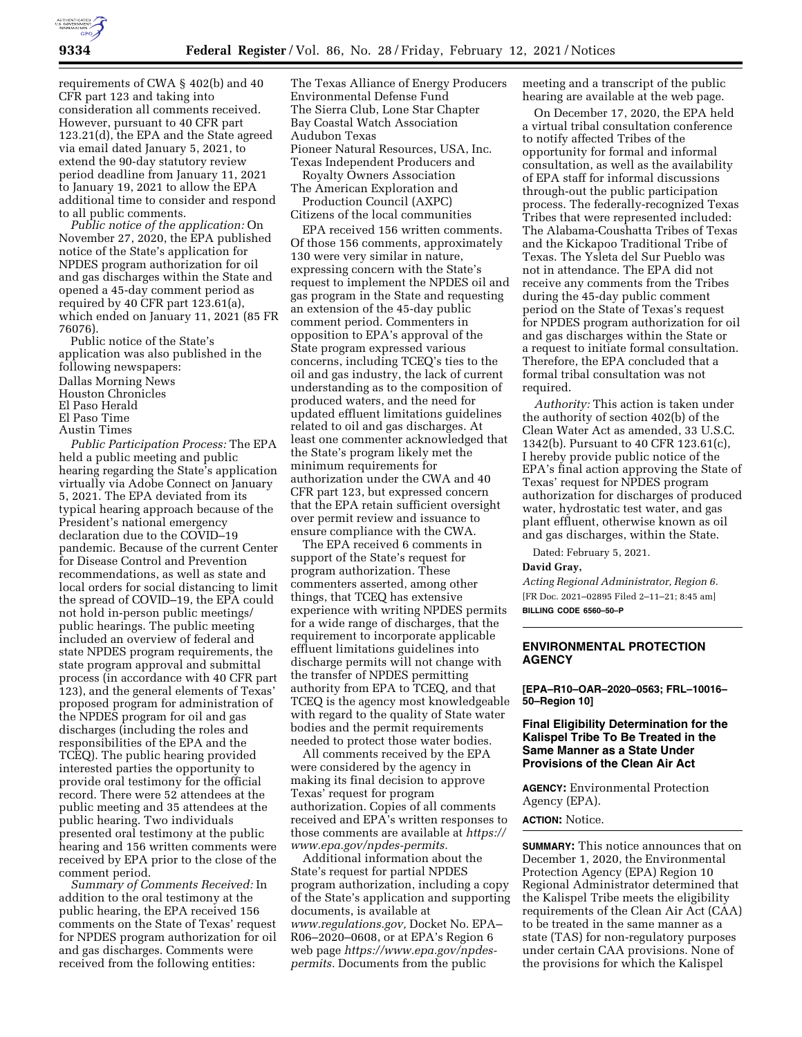requirements of CWA § 402(b) and 40 CFR part 123 and taking into consideration all comments received. However, pursuant to 40 CFR part 123.21(d), the EPA and the State agreed via email dated January 5, 2021, to extend the 90-day statutory review period deadline from January 11, 2021 to January 19, 2021 to allow the EPA additional time to consider and respond to all public comments.

*Public notice of the application:* On November 27, 2020, the EPA published notice of the State's application for NPDES program authorization for oil and gas discharges within the State and opened a 45-day comment period as required by 40 CFR part 123.61(a), which ended on January 11, 2021 (85 FR 76076).

Public notice of the State's application was also published in the following newspapers:

Dallas Morning News
Houston Chronicles
El Paso Herald
El Paso Time
Austin Times

*Public Participation Process:* The EPA held a public meeting and public hearing regarding the State's application virtually via Adobe Connect on January 5, 2021. The EPA deviated from its typical hearing approach because of the President's national emergency declaration due to the COVID–19 pandemic. Because of the current Center for Disease Control and Prevention recommendations, as well as state and local orders for social distancing to limit the spread of COVID–19, the EPA could not hold in-person public meetings/public hearings. The public meeting included an overview of federal and state NPDES program requirements, the state program approval and submittal process (in accordance with 40 CFR part 123), and the general elements of Texas' proposed program for administration of the NPDES program for oil and gas discharges (including the roles and responsibilities of the EPA and the TCEQ). The public hearing provided interested parties the opportunity to provide oral testimony for the official record. There were 52 attendees at the public meeting and 35 attendees at the public hearing. Two individuals presented oral testimony at the public hearing and 156 written comments were received by EPA prior to the close of the comment period.

*Summary of Comments Received:* In addition to the oral testimony at the public hearing, the EPA received 156 comments on the State of Texas' request for NPDES program authorization for oil and gas discharges. Comments were received from the following entities:

The Texas Alliance of Energy Producers
Environmental Defense Fund
The Sierra Club, Lone Star Chapter
Bay Coastal Watch Association
Audubon Texas
Pioneer Natural Resources, USA, Inc.
Texas Independent Producers and Royalty Owners Association
The American Exploration and Production Council (AXPC)
Citizens of the local communities

EPA received 156 written comments. Of those 156 comments, approximately 130 were very similar in nature, expressing concern with the State's request to implement the NPDES oil and gas program in the State and requesting an extension of the 45-day public comment period. Commenters in opposition to EPA's approval of the State program expressed various concerns, including TCEQ's ties to the oil and gas industry, the lack of current understanding as to the composition of produced waters, and the need for updated effluent limitations guidelines related to oil and gas discharges. At least one commenter acknowledged that the State's program likely met the minimum requirements for authorization under the CWA and 40 CFR part 123, but expressed concern that the EPA retain sufficient oversight over permit review and issuance to ensure compliance with the CWA.

The EPA received 6 comments in support of the State's request for program authorization. These commenters asserted, among other things, that TCEQ has extensive experience with writing NPDES permits for a wide range of discharges, that the requirement to incorporate applicable effluent limitations guidelines into discharge permits will not change with the transfer of NPDES permitting authority from EPA to TCEQ, and that TCEQ is the agency most knowledgeable with regard to the quality of State water bodies and the permit requirements needed to protect those water bodies.

All comments received by the EPA were considered by the agency in making its final decision to approve Texas' request for program authorization. Copies of all comments received and EPA's written responses to those comments are available at *https://www.epa.gov/npdes-permits.*

Additional information about the State's request for partial NPDES program authorization, including a copy of the State's application and supporting documents, is available at *www.regulations.gov,* Docket No. EPA–R06–2020–0608, or at EPA's Region 6 web page *https://www.epa.gov/npdes-permits.* Documents from the public meeting and a transcript of the public hearing are available at the web page.

On December 17, 2020, the EPA held a virtual tribal consultation conference to notify affected Tribes of the opportunity for formal and informal consultation, as well as the availability of EPA staff for informal discussions through-out the public participation process. The federally-recognized Texas Tribes that were represented included: The Alabama-Coushatta Tribes of Texas and the Kickapoo Traditional Tribe of Texas. The Ysleta del Sur Pueblo was not in attendance. The EPA did not receive any comments from the Tribes during the 45-day public comment period on the State of Texas's request for NPDES program authorization for oil and gas discharges within the State or a request to initiate formal consultation. Therefore, the EPA concluded that a formal tribal consultation was not required.

*Authority:* This action is taken under the authority of section 402(b) of the Clean Water Act as amended, 33 U.S.C. 1342(b). Pursuant to 40 CFR 123.61(c), I hereby provide public notice of the EPA's final action approving the State of Texas' request for NPDES program authorization for discharges of produced water, hydrostatic test water, and gas plant effluent, otherwise known as oil and gas discharges, within the State.

Dated: February 5, 2021.

**David Gray,**

*Acting Regional Administrator, Region 6.*

[FR Doc. 2021–02895 Filed 2–11–21; 8:45 am]

**BILLING CODE 6560–50–P**

---

## ENVIRONMENTAL PROTECTION AGENCY

**[EPA–R10–OAR–2020–0563; FRL–10016–50–Region 10]**

### Final Eligibility Determination for the Kalispel Tribe To Be Treated in the Same Manner as a State Under Provisions of the Clean Air Act

**AGENCY:** Environmental Protection Agency (EPA).

**ACTION:** Notice.

**SUMMARY:** This notice announces that on December 1, 2020, the Environmental Protection Agency (EPA) Region 10 Regional Administrator determined that the Kalispel Tribe meets the eligibility requirements of the Clean Air Act (CAA) to be treated in the same manner as a state (TAS) for non-regulatory purposes under certain CAA provisions. None of the provisions for which the Kalispel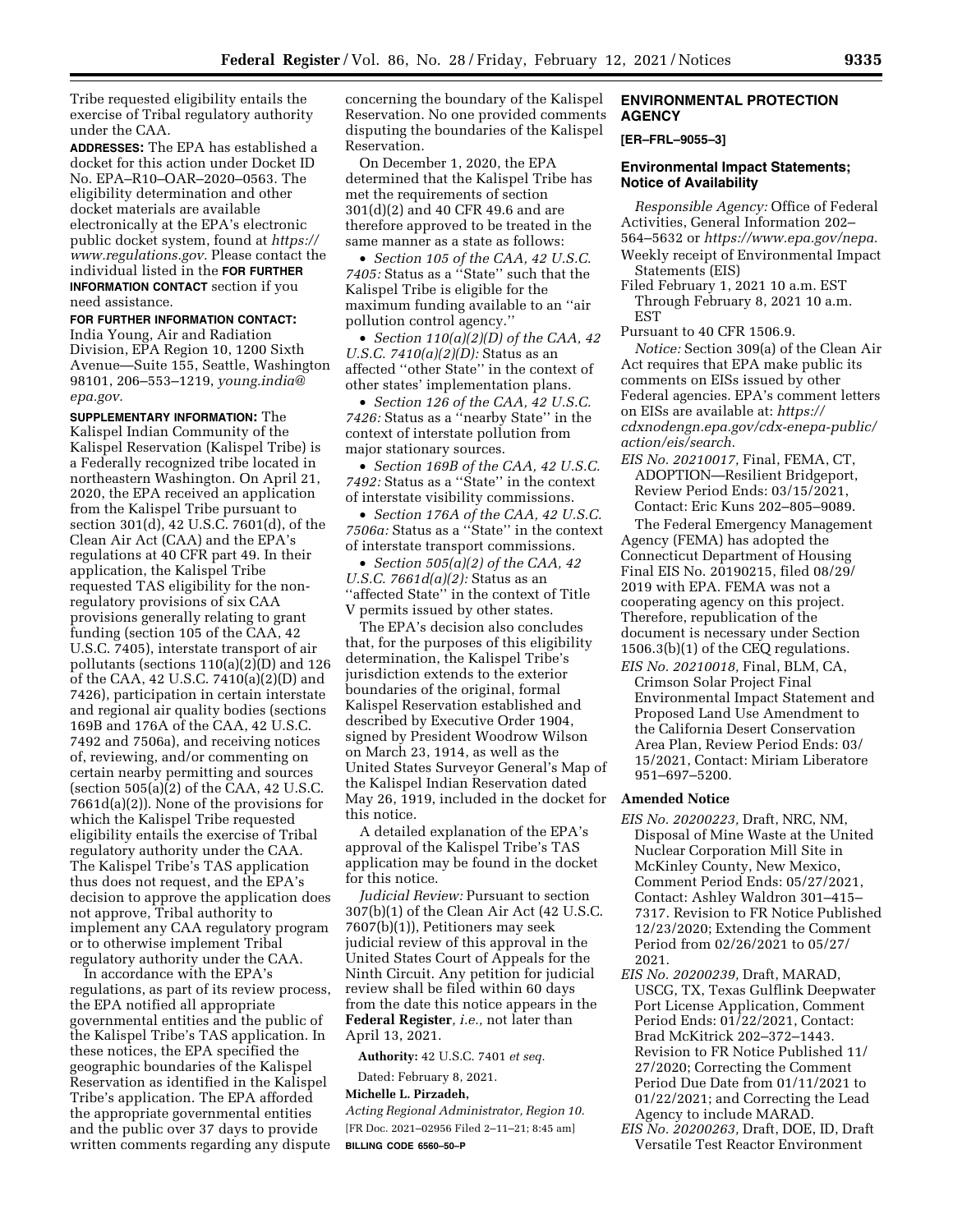Tribe requested eligibility entails the exercise of Tribal regulatory authority under the CAA.

**ADDRESSES:** The EPA has established a docket for this action under Docket ID No. EPA–R10–OAR–2020–0563. The eligibility determination and other docket materials are available electronically at the EPA's electronic public docket system, found at *https://www.regulations.gov*. Please contact the individual listed in the **FOR FURTHER INFORMATION CONTACT** section if you need assistance.

**FOR FURTHER INFORMATION CONTACT:** India Young, Air and Radiation Division, EPA Region 10, 1200 Sixth Avenue—Suite 155, Seattle, Washington 98101, 206–553–1219, *young.india@epa.gov.*

**SUPPLEMENTARY INFORMATION:** The Kalispel Indian Community of the Kalispel Reservation (Kalispel Tribe) is a Federally recognized tribe located in northeastern Washington. On April 21, 2020, the EPA received an application from the Kalispel Tribe pursuant to section 301(d), 42 U.S.C. 7601(d), of the Clean Air Act (CAA) and the EPA's regulations at 40 CFR part 49. In their application, the Kalispel Tribe requested TAS eligibility for the non-regulatory provisions of six CAA provisions generally relating to grant funding (section 105 of the CAA, 42 U.S.C. 7405), interstate transport of air pollutants (sections 110(a)(2)(D) and 126 of the CAA, 42 U.S.C. 7410(a)(2)(D) and 7426), participation in certain interstate and regional air quality bodies (sections 169B and 176A of the CAA, 42 U.S.C. 7492 and 7506a), and receiving notices of, reviewing, and/or commenting on certain nearby permitting and sources (section 505(a)(2) of the CAA, 42 U.S.C. 7661d(a)(2)). None of the provisions for which the Kalispel Tribe requested eligibility entails the exercise of Tribal regulatory authority under the CAA. The Kalispel Tribe's TAS application thus does not request, and the EPA's decision to approve the application does not approve, Tribal authority to implement any CAA regulatory program or to otherwise implement Tribal regulatory authority under the CAA.

In accordance with the EPA's regulations, as part of its review process, the EPA notified all appropriate governmental entities and the public of the Kalispel Tribe's TAS application. In these notices, the EPA specified the geographic boundaries of the Kalispel Reservation as identified in the Kalispel Tribe's application. The EPA afforded the appropriate governmental entities and the public over 37 days to provide written comments regarding any dispute concerning the boundary of the Kalispel Reservation. No one provided comments disputing the boundaries of the Kalispel Reservation.

On December 1, 2020, the EPA determined that the Kalispel Tribe has met the requirements of section 301(d)(2) and 40 CFR 49.6 and are therefore approved to be treated in the same manner as a state as follows:

- *Section 105 of the CAA, 42 U.S.C. 7405:* Status as a ''State'' such that the Kalispel Tribe is eligible for the maximum funding available to an ''air pollution control agency.''
- *Section 110(a)(2)(D) of the CAA, 42 U.S.C. 7410(a)(2)(D):* Status as an affected ''other State'' in the context of other states' implementation plans.
- *Section 126 of the CAA, 42 U.S.C. 7426:* Status as a ''nearby State'' in the context of interstate pollution from major stationary sources.
- *Section 169B of the CAA, 42 U.S.C. 7492:* Status as a ''State'' in the context of interstate visibility commissions.
- *Section 176A of the CAA, 42 U.S.C. 7506a:* Status as a ''State'' in the context of interstate transport commissions.
- *Section 505(a)(2) of the CAA, 42 U.S.C. 7661d(a)(2):* Status as an ''affected State'' in the context of Title V permits issued by other states.

The EPA's decision also concludes that, for the purposes of this eligibility determination, the Kalispel Tribe's jurisdiction extends to the exterior boundaries of the original, formal Kalispel Reservation established and described by Executive Order 1904, signed by President Woodrow Wilson on March 23, 1914, as well as the United States Surveyor General's Map of the Kalispel Indian Reservation dated May 26, 1919, included in the docket for this notice.

A detailed explanation of the EPA's approval of the Kalispel Tribe's TAS application may be found in the docket for this notice.

*Judicial Review:* Pursuant to section 307(b)(1) of the Clean Air Act (42 U.S.C. 7607(b)(1)), Petitioners may seek judicial review of this approval in the United States Court of Appeals for the Ninth Circuit. Any petition for judicial review shall be filed within 60 days from the date this notice appears in the **Federal Register**, *i.e.,* not later than April 13, 2021.

**Authority:** 42 U.S.C. 7401 *et seq.*

Dated: February 8, 2021.

**Michelle L. Pirzadeh,**

*Acting Regional Administrator, Region 10.*

[FR Doc. 2021–02956 Filed 2–11–21; 8:45 am]

**BILLING CODE 6560–50–P**

## ENVIRONMENTAL PROTECTION AGENCY

**[ER–FRL–9055–3]**

### Environmental Impact Statements; Notice of Availability

*Responsible Agency:* Office of Federal Activities, General Information 202–564–5632 or *https://www.epa.gov/nepa.*

Weekly receipt of Environmental Impact Statements (EIS)

Filed February 1, 2021 10 a.m. EST Through February 8, 2021 10 a.m. EST

Pursuant to 40 CFR 1506.9.

*Notice:* Section 309(a) of the Clean Air Act requires that EPA make public its comments on EISs issued by other Federal agencies. EPA's comment letters on EISs are available at: *https://cdxnodengn.epa.gov/cdx-enepa-public/action/eis/search.*

*EIS No. 20210017,* Final, FEMA, CT, ADOPTION—Resilient Bridgeport, Review Period Ends: 03/15/2021, Contact: Eric Kuns 202–805–9089.

The Federal Emergency Management Agency (FEMA) has adopted the Connecticut Department of Housing Final EIS No. 20190215, filed 08/29/2019 with EPA. FEMA was not a cooperating agency on this project. Therefore, republication of the document is necessary under Section 1506.3(b)(1) of the CEQ regulations.

*EIS No. 20210018,* Final, BLM, CA, Crimson Solar Project Final Environmental Impact Statement and Proposed Land Use Amendment to the California Desert Conservation Area Plan, Review Period Ends: 03/15/2021, Contact: Miriam Liberatore 951–697–5200.

**Amended Notice**

*EIS No. 20200223,* Draft, NRC, NM, Disposal of Mine Waste at the United Nuclear Corporation Mill Site in McKinley County, New Mexico, Comment Period Ends: 05/27/2021, Contact: Ashley Waldron 301–415–7317. Revision to FR Notice Published 12/23/2020; Extending the Comment Period from 02/26/2021 to 05/27/2021.

*EIS No. 20200239,* Draft, MARAD, USCG, TX, Texas Gulflink Deepwater Port License Application, Comment Period Ends: 01/22/2021, Contact: Brad McKitrick 202–372–1443. Revision to FR Notice Published 11/27/2020; Correcting the Comment Period Due Date from 01/11/2021 to 01/22/2021; and Correcting the Lead Agency to include MARAD.

*EIS No. 20200263,* Draft, DOE, ID, Draft Versatile Test Reactor Environment